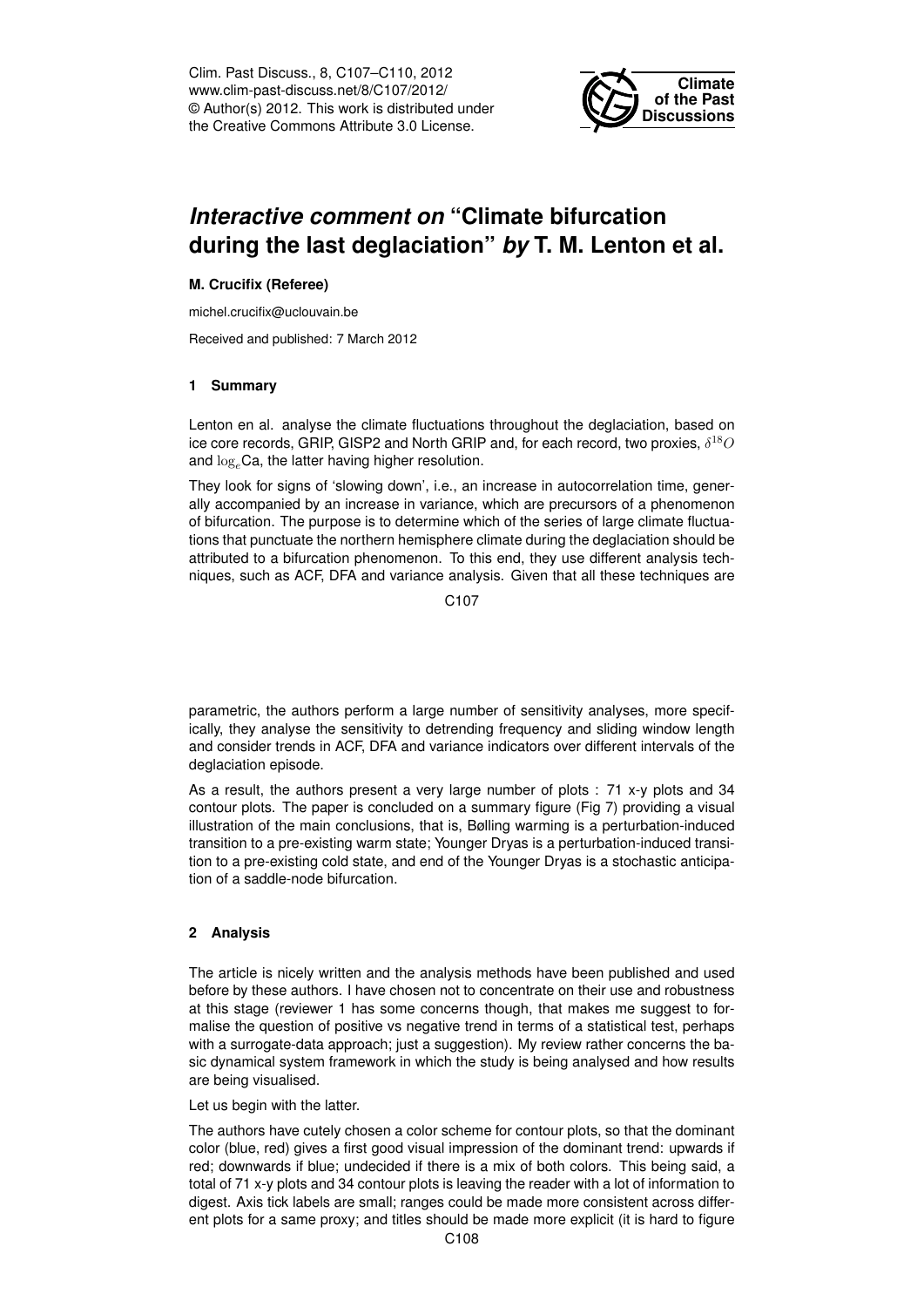# *Interactive comment on* "Climate bifurcation during the last deglaciation" *by* T. M. Lenton et al.

**M. Crucifix (Referee)**

michel.crucifix@uclouvain.be

Received and published: 7 March 2012

## 1 Summary

Lenton en al. analyse the climate fluctuations throughout the deglaciation, based on ice core records, GRIP, GISP2 and North GRIP and, for each record, two proxies, $\delta^{18}O$ and $\log_e$Ca, the latter having higher resolution.

They look for signs of 'slowing down', i.e., an increase in autocorrelation time, generally accompanied by an increase in variance, which are precursors of a phenomenon of bifurcation. The purpose is to determine which of the series of large climate fluctuations that punctuate the northern hemisphere climate during the deglaciation should be attributed to a bifurcation phenomenon. To this end, they use different analysis techniques, such as ACF, DFA and variance analysis. Given that all these techniques are parametric, the authors perform a large number of sensitivity analyses, more specifically, they analyse the sensitivity to detrending frequency and sliding window length and consider trends in ACF, DFA and variance indicators over different intervals of the deglaciation episode.

As a result, the authors present a very large number of plots : 71 x-y plots and 34 contour plots. The paper is concluded on a summary figure (Fig 7) providing a visual illustration of the main conclusions, that is, Bølling warming is a perturbation-induced transition to a pre-existing warm state; Younger Dryas is a perturbation-induced transition to a pre-existing cold state, and end of the Younger Dryas is a stochastic anticipation of a saddle-node bifurcation.

## 2 Analysis

The article is nicely written and the analysis methods have been published and used before by these authors. I have chosen not to concentrate on their use and robustness at this stage (reviewer 1 has some concerns though, that makes me suggest to formalise the question of positive vs negative trend in terms of a statistical test, perhaps with a surrogate-data approach; just a suggestion). My review rather concerns the basic dynamical system framework in which the study is being analysed and how results are being visualised.

Let us begin with the latter.

The authors have cutely chosen a color scheme for contour plots, so that the dominant color (blue, red) gives a first good visual impression of the dominant trend: upwards if red; downwards if blue; undecided if there is a mix of both colors. This being said, a total of 71 x-y plots and 34 contour plots is leaving the reader with a lot of information to digest. Axis tick labels are small; ranges could be made more consistent across different plots for a same proxy; and titles should be made more explicit (it is hard to figure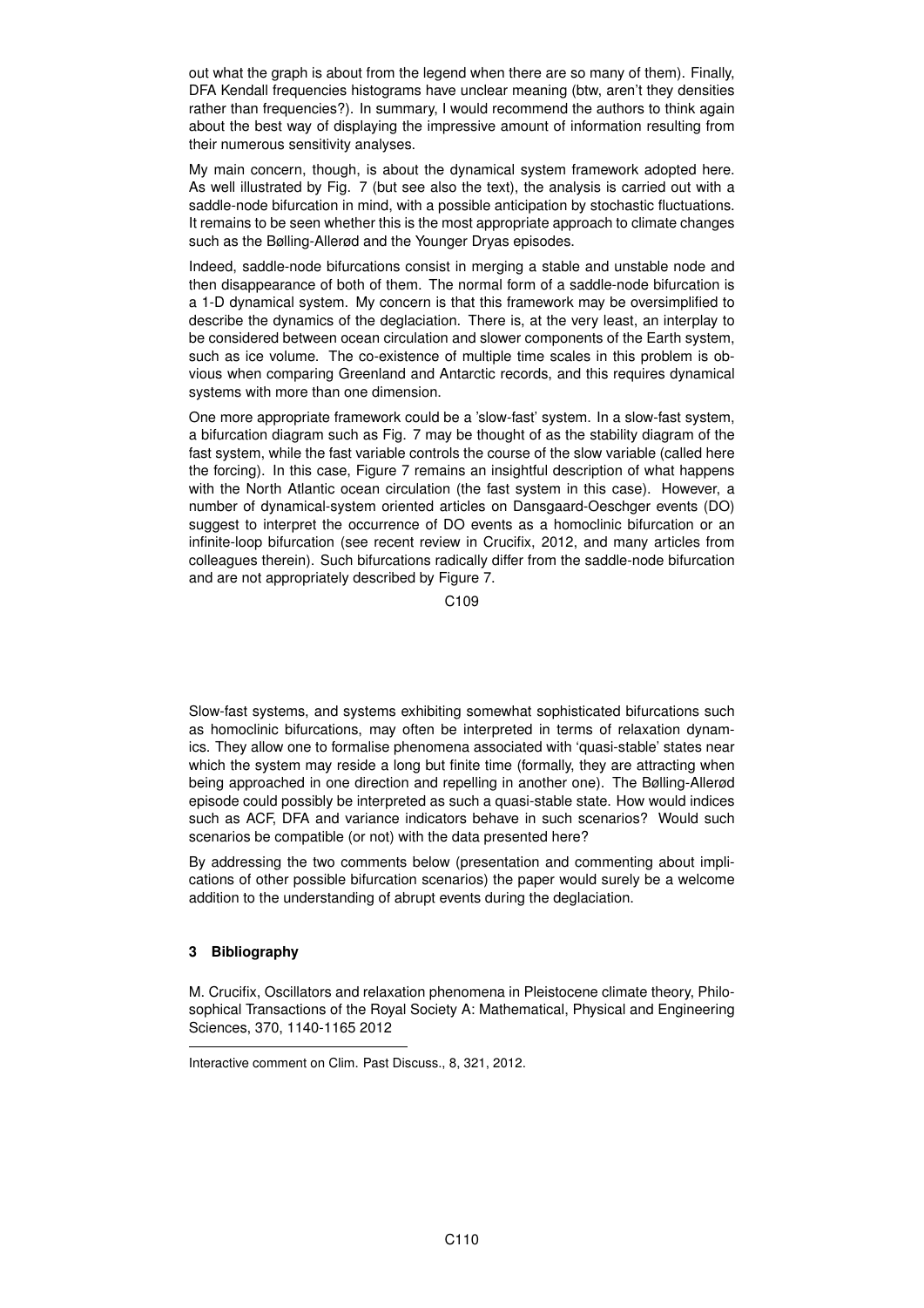out what the graph is about from the legend when there are so many of them). Finally, DFA Kendall frequencies histograms have unclear meaning (btw, aren't they densities rather than frequencies?). In summary, I would recommend the authors to think again about the best way of displaying the impressive amount of information resulting from their numerous sensitivity analyses.

My main concern, though, is about the dynamical system framework adopted here. As well illustrated by Fig. 7 (but see also the text), the analysis is carried out with a saddle-node bifurcation in mind, with a possible anticipation by stochastic fluctuations. It remains to be seen whether this is the most appropriate approach to climate changes such as the Bølling-Allerød and the Younger Dryas episodes.

Indeed, saddle-node bifurcations consist in merging a stable and unstable node and then disappearance of both of them. The normal form of a saddle-node bifurcation is a 1-D dynamical system. My concern is that this framework may be oversimplified to describe the dynamics of the deglaciation. There is, at the very least, an interplay to be considered between ocean circulation and slower components of the Earth system, such as ice volume. The co-existence of multiple time scales in this problem is obvious when comparing Greenland and Antarctic records, and this requires dynamical systems with more than one dimension.

One more appropriate framework could be a 'slow-fast' system. In a slow-fast system, a bifurcation diagram such as Fig. 7 may be thought of as the stability diagram of the fast system, while the fast variable controls the course of the slow variable (called here the forcing). In this case, Figure 7 remains an insightful description of what happens with the North Atlantic ocean circulation (the fast system in this case). However, a number of dynamical-system oriented articles on Dansgaard-Oeschger events (DO) suggest to interpret the occurrence of DO events as a homoclinic bifurcation or an infinite-loop bifurcation (see recent review in Crucifix, 2012, and many articles from colleagues therein). Such bifurcations radically differ from the saddle-node bifurcation and are not appropriately described by Figure 7.

Slow-fast systems, and systems exhibiting somewhat sophisticated bifurcations such as homoclinic bifurcations, may often be interpreted in terms of relaxation dynamics. They allow one to formalise phenomena associated with 'quasi-stable' states near which the system may reside a long but finite time (formally, they are attracting when being approached in one direction and repelling in another one). The Bølling-Allerød episode could possibly be interpreted as such a quasi-stable state. How would indices such as ACF, DFA and variance indicators behave in such scenarios? Would such scenarios be compatible (or not) with the data presented here?

By addressing the two comments below (presentation and commenting about implications of other possible bifurcation scenarios) the paper would surely be a welcome addition to the understanding of abrupt events during the deglaciation.

## 3 Bibliography

M. Crucifix, Oscillators and relaxation phenomena in Pleistocene climate theory, Philosophical Transactions of the Royal Society A: Mathematical, Physical and Engineering Sciences, 370, 1140-1165 2012

Interactive comment on Clim. Past Discuss., 8, 321, 2012.